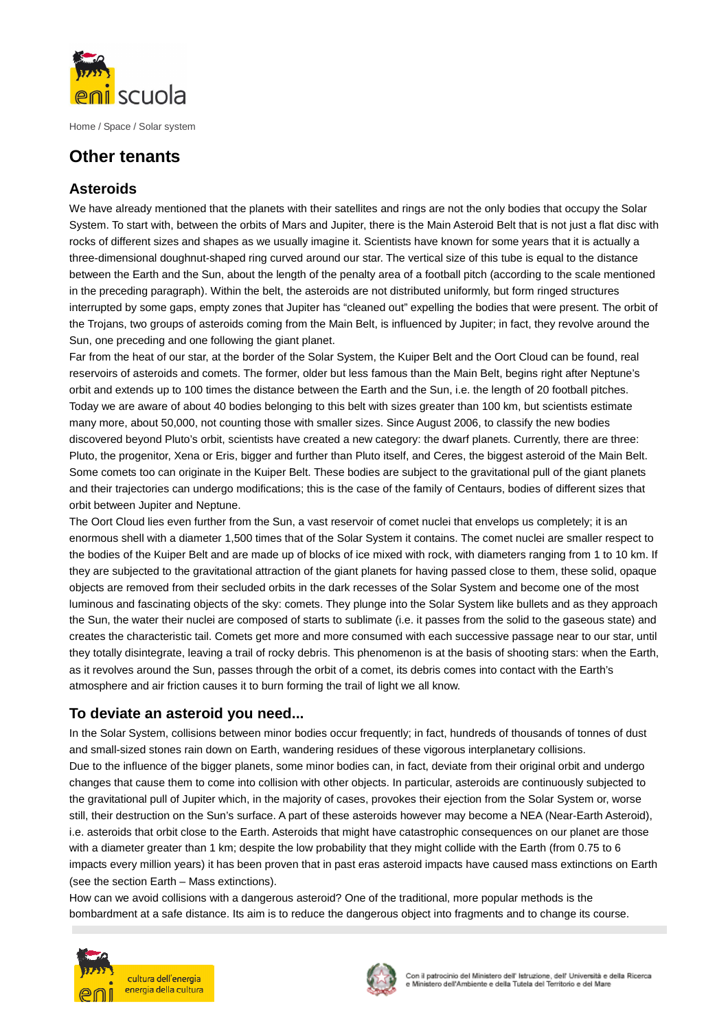Home / Space / Solar system

# Other tenants

## Asteroids

We have already mentioned that the planets with their satellites and rings are not the only bodies that occupy the Solar System. To start with, between the orbits of Mars and Jupiter, there is the Main Asteroid Belt that is not just a flat disc with rocks of different sizes and shapes as we usually imagine it. Scientists have known for some years that it is actually a three-dimensional doughnut-shaped ring curved around our star. The vertical size of this tube is equal to the distance between the Earth and the Sun, about the length of the penalty area of a football pitch (according to the scale mentioned in the preceding paragraph). Within the belt, the asteroids are not distributed uniformly, but form ringed structures interrupted by some gaps, empty zones that Jupiter has "cleaned out" expelling the bodies that were present. The orbit of the Trojans, two groups of asteroids coming from the Main Belt, is influenced by Jupiter; in fact, they revolve around the Sun, one preceding and one following the giant planet.

Far from the heat of our star, at the border of the Solar System, the Kuiper Belt and the Oort Cloud can be found, real reservoirs of asteroids and comets. The former, older but less famous than the Main Belt, begins right after Neptune's orbit and extends up to 100 times the distance between the Earth and the Sun, i.e. the length of 20 football pitches. Today we are aware of about 40 bodies belonging to this belt with sizes greater than 100 km, but scientists estimate many more, about 50,000, not counting those with smaller sizes. Since August 2006, to classify the new bodies discovered beyond Pluto's orbit, scientists have created a new category: the dwarf planets. Currently, there are three: Pluto, the progenitor, Xena or Eris, bigger and further than Pluto itself, and Ceres, the biggest asteroid of the Main Belt. Some comets too can originate in the Kuiper Belt. These bodies are subject to the gravitational pull of the giant planets and their trajectories can undergo modifications; this is the case of the family of Centaurs, bodies of different sizes that orbit between Jupiter and Neptune.

The Oort Cloud lies even further from the Sun, a vast reservoir of comet nuclei that envelops us completely; it is an enormous shell with a diameter 1,500 times that of the Solar System it contains. The comet nuclei are smaller respect to the bodies of the Kuiper Belt and are made up of blocks of ice mixed with rock, with diameters ranging from 1 to 10 km. If they are subjected to the gravitational attraction of the giant planets for having passed close to them, these solid, opaque objects are removed from their secluded orbits in the dark recesses of the Solar System and become one of the most luminous and fascinating objects of the sky: comets. They plunge into the Solar System like bullets and as they approach the Sun, the water their nuclei are composed of starts to sublimate (i.e. it passes from the solid to the gaseous state) and creates the characteristic tail. Comets get more and more consumed with each successive passage near to our star, until they totally disintegrate, leaving a trail of rocky debris. This phenomenon is at the basis of shooting stars: when the Earth, as it revolves around the Sun, passes through the orbit of a comet, its debris comes into contact with the Earth's atmosphere and air friction causes it to burn forming the trail of light we all know.

## To deviate an asteroid you need...

In the Solar System, collisions between minor bodies occur frequently; in fact, hundreds of thousands of tonnes of dust and small-sized stones rain down on Earth, wandering residues of these vigorous interplanetary collisions.

Due to the influence of the bigger planets, some minor bodies can, in fact, deviate from their original orbit and undergo changes that cause them to come into collision with other objects. In particular, asteroids are continuously subjected to the gravitational pull of Jupiter which, in the majority of cases, provokes their ejection from the Solar System or, worse still, their destruction on the Sun's surface. A part of these asteroids however may become a NEA (Near-Earth Asteroid), i.e. asteroids that orbit close to the Earth. Asteroids that might have catastrophic consequences on our planet are those with a diameter greater than 1 km; despite the low probability that they might collide with the Earth (from 0.75 to 6 impacts every million years) it has been proven that in past eras asteroid impacts have caused mass extinctions on Earth (see the section Earth – Mass extinctions).

How can we avoid collisions with a dangerous asteroid? One of the traditional, more popular methods is the bombardment at a safe distance. Its aim is to reduce the dangerous object into fragments and to change its course.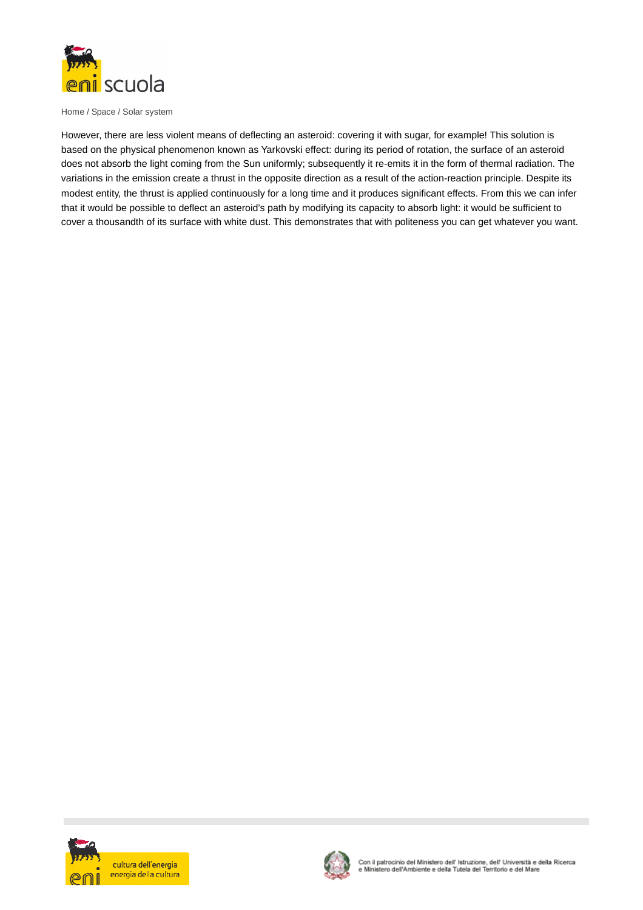Home / Space / Solar system

However, there are less violent means of deflecting an asteroid: covering it with sugar, for example! This solution is based on the physical phenomenon known as Yarkovski effect: during its period of rotation, the surface of an asteroid does not absorb the light coming from the Sun uniformly; subsequently it re-emits it in the form of thermal radiation. The variations in the emission create a thrust in the opposite direction as a result of the action-reaction principle. Despite its modest entity, the thrust is applied continuously for a long time and it produces significant effects. From this we can infer that it would be possible to deflect an asteroid's path by modifying its capacity to absorb light: it would be sufficient to cover a thousandth of its surface with white dust. This demonstrates that with politeness you can get whatever you want.